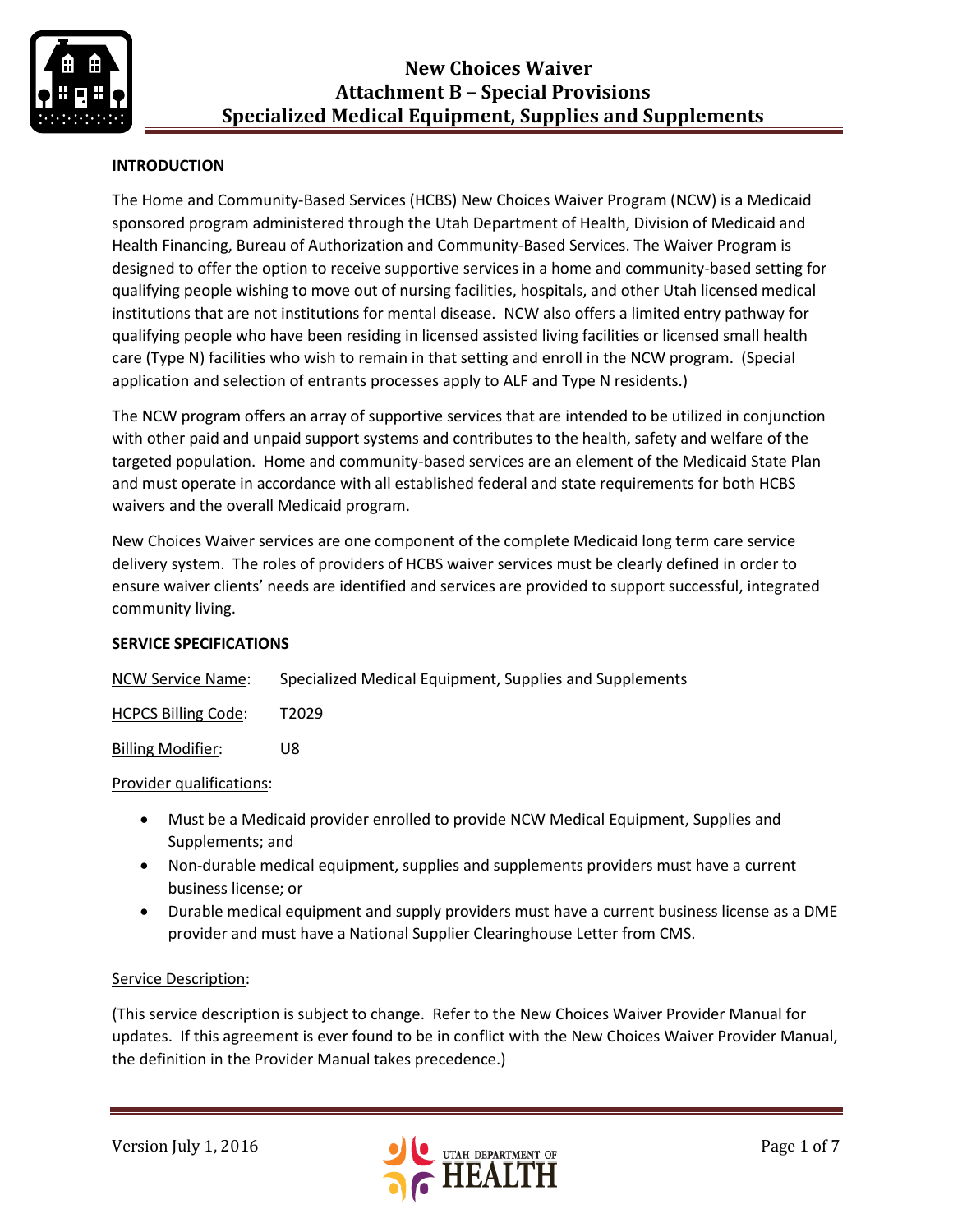# New Choices Waiver
# Attachment B – Special Provisions
# Specialized Medical Equipment, Supplies and Supplements

**INTRODUCTION**

The Home and Community-Based Services (HCBS) New Choices Waiver Program (NCW) is a Medicaid sponsored program administered through the Utah Department of Health, Division of Medicaid and Health Financing, Bureau of Authorization and Community-Based Services. The Waiver Program is designed to offer the option to receive supportive services in a home and community-based setting for qualifying people wishing to move out of nursing facilities, hospitals, and other Utah licensed medical institutions that are not institutions for mental disease. NCW also offers a limited entry pathway for qualifying people who have been residing in licensed assisted living facilities or licensed small health care (Type N) facilities who wish to remain in that setting and enroll in the NCW program. (Special application and selection of entrants processes apply to ALF and Type N residents.)

The NCW program offers an array of supportive services that are intended to be utilized in conjunction with other paid and unpaid support systems and contributes to the health, safety and welfare of the targeted population. Home and community-based services are an element of the Medicaid State Plan and must operate in accordance with all established federal and state requirements for both HCBS waivers and the overall Medicaid program.

New Choices Waiver services are one component of the complete Medicaid long term care service delivery system. The roles of providers of HCBS waiver services must be clearly defined in order to ensure waiver clients' needs are identified and services are provided to support successful, integrated community living.

**SERVICE SPECIFICATIONS**

NCW Service Name: Specialized Medical Equipment, Supplies and Supplements

HCPCS Billing Code: T2029

Billing Modifier: U8

Provider qualifications:

- Must be a Medicaid provider enrolled to provide NCW Medical Equipment, Supplies and Supplements; and
- Non-durable medical equipment, supplies and supplements providers must have a current business license; or
- Durable medical equipment and supply providers must have a current business license as a DME provider and must have a National Supplier Clearinghouse Letter from CMS.

Service Description:

(This service description is subject to change. Refer to the New Choices Waiver Provider Manual for updates. If this agreement is ever found to be in conflict with the New Choices Waiver Provider Manual, the definition in the Provider Manual takes precedence.)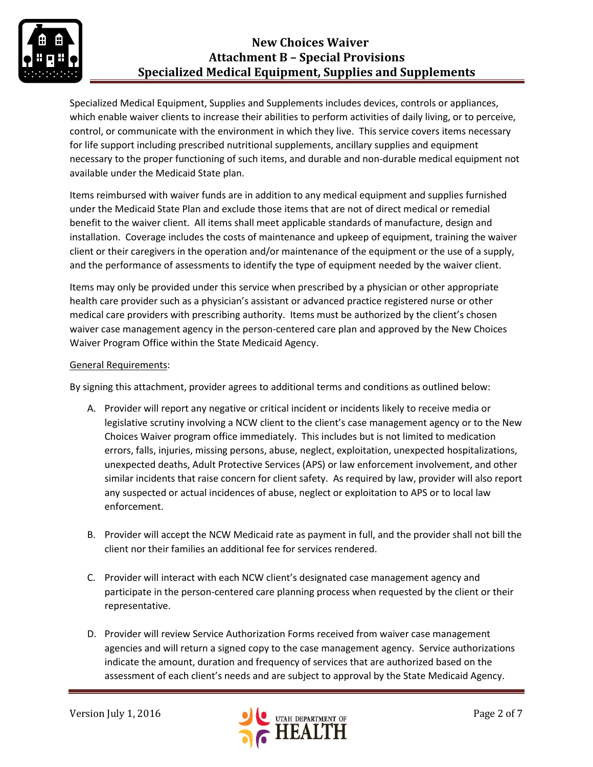Specialized Medical Equipment, Supplies and Supplements includes devices, controls or appliances, which enable waiver clients to increase their abilities to perform activities of daily living, or to perceive, control, or communicate with the environment in which they live. This service covers items necessary for life support including prescribed nutritional supplements, ancillary supplies and equipment necessary to the proper functioning of such items, and durable and non-durable medical equipment not available under the Medicaid State plan.

Items reimbursed with waiver funds are in addition to any medical equipment and supplies furnished under the Medicaid State Plan and exclude those items that are not of direct medical or remedial benefit to the waiver client. All items shall meet applicable standards of manufacture, design and installation. Coverage includes the costs of maintenance and upkeep of equipment, training the waiver client or their caregivers in the operation and/or maintenance of the equipment or the use of a supply, and the performance of assessments to identify the type of equipment needed by the waiver client.

Items may only be provided under this service when prescribed by a physician or other appropriate health care provider such as a physician's assistant or advanced practice registered nurse or other medical care providers with prescribing authority. Items must be authorized by the client's chosen waiver case management agency in the person-centered care plan and approved by the New Choices Waiver Program Office within the State Medicaid Agency.

General Requirements:

By signing this attachment, provider agrees to additional terms and conditions as outlined below:

A. Provider will report any negative or critical incident or incidents likely to receive media or legislative scrutiny involving a NCW client to the client's case management agency or to the New Choices Waiver program office immediately. This includes but is not limited to medication errors, falls, injuries, missing persons, abuse, neglect, exploitation, unexpected hospitalizations, unexpected deaths, Adult Protective Services (APS) or law enforcement involvement, and other similar incidents that raise concern for client safety. As required by law, provider will also report any suspected or actual incidences of abuse, neglect or exploitation to APS or to local law enforcement.

B. Provider will accept the NCW Medicaid rate as payment in full, and the provider shall not bill the client nor their families an additional fee for services rendered.

C. Provider will interact with each NCW client's designated case management agency and participate in the person-centered care planning process when requested by the client or their representative.

D. Provider will review Service Authorization Forms received from waiver case management agencies and will return a signed copy to the case management agency. Service authorizations indicate the amount, duration and frequency of services that are authorized based on the assessment of each client's needs and are subject to approval by the State Medicaid Agency.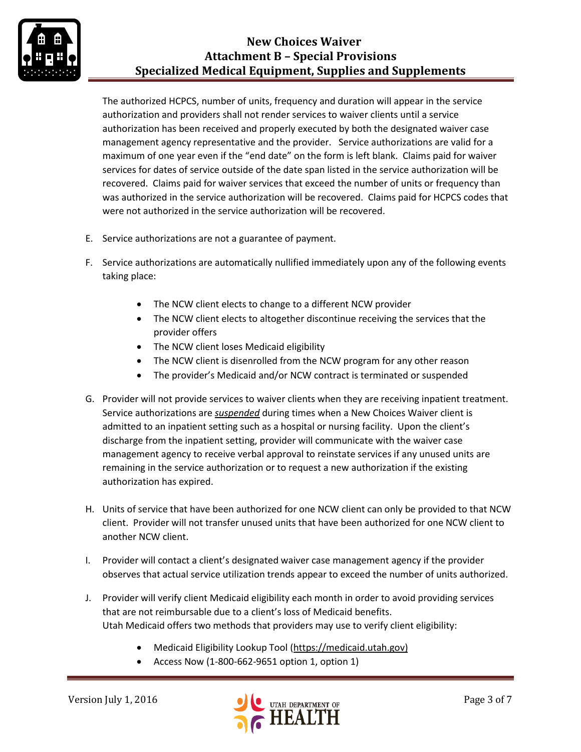The authorized HCPCS, number of units, frequency and duration will appear in the service authorization and providers shall not render services to waiver clients until a service authorization has been received and properly executed by both the designated waiver case management agency representative and the provider. Service authorizations are valid for a maximum of one year even if the "end date" on the form is left blank. Claims paid for waiver services for dates of service outside of the date span listed in the service authorization will be recovered. Claims paid for waiver services that exceed the number of units or frequency than was authorized in the service authorization will be recovered. Claims paid for HCPCS codes that were not authorized in the service authorization will be recovered.

E. Service authorizations are not a guarantee of payment.

F. Service authorizations are automatically nullified immediately upon any of the following events taking place:

   - The NCW client elects to change to a different NCW provider
   - The NCW client elects to altogether discontinue receiving the services that the provider offers
   - The NCW client loses Medicaid eligibility
   - The NCW client is disenrolled from the NCW program for any other reason
   - The provider's Medicaid and/or NCW contract is terminated or suspended

G. Provider will not provide services to waiver clients when they are receiving inpatient treatment. Service authorizations are ***suspended*** during times when a New Choices Waiver client is admitted to an inpatient setting such as a hospital or nursing facility. Upon the client's discharge from the inpatient setting, provider will communicate with the waiver case management agency to receive verbal approval to reinstate services if any unused units are remaining in the service authorization or to request a new authorization if the existing authorization has expired.

H. Units of service that have been authorized for one NCW client can only be provided to that NCW client. Provider will not transfer unused units that have been authorized for one NCW client to another NCW client.

I. Provider will contact a client's designated waiver case management agency if the provider observes that actual service utilization trends appear to exceed the number of units authorized.

J. Provider will verify client Medicaid eligibility each month in order to avoid providing services that are not reimbursable due to a client's loss of Medicaid benefits.
   Utah Medicaid offers two methods that providers may use to verify client eligibility:

   - Medicaid Eligibility Lookup Tool (https://medicaid.utah.gov)
   - Access Now (1-800-662-9651 option 1, option 1)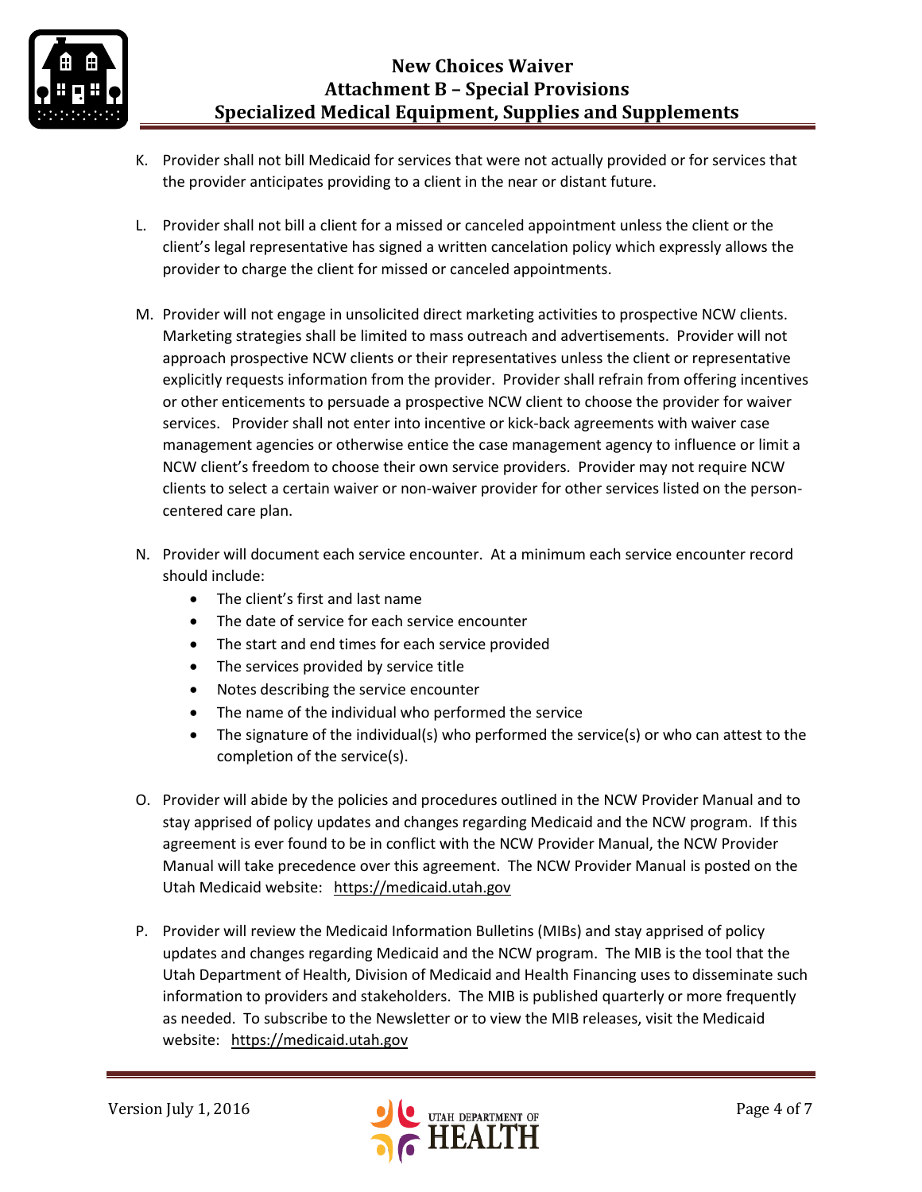K. Provider shall not bill Medicaid for services that were not actually provided or for services that the provider anticipates providing to a client in the near or distant future.

L. Provider shall not bill a client for a missed or canceled appointment unless the client or the client's legal representative has signed a written cancelation policy which expressly allows the provider to charge the client for missed or canceled appointments.

M. Provider will not engage in unsolicited direct marketing activities to prospective NCW clients. Marketing strategies shall be limited to mass outreach and advertisements. Provider will not approach prospective NCW clients or their representatives unless the client or representative explicitly requests information from the provider. Provider shall refrain from offering incentives or other enticements to persuade a prospective NCW client to choose the provider for waiver services. Provider shall not enter into incentive or kick-back agreements with waiver case management agencies or otherwise entice the case management agency to influence or limit a NCW client's freedom to choose their own service providers. Provider may not require NCW clients to select a certain waiver or non-waiver provider for other services listed on the person-centered care plan.

N. Provider will document each service encounter. At a minimum each service encounter record should include:
   - The client's first and last name
   - The date of service for each service encounter
   - The start and end times for each service provided
   - The services provided by service title
   - Notes describing the service encounter
   - The name of the individual who performed the service
   - The signature of the individual(s) who performed the service(s) or who can attest to the completion of the service(s).

O. Provider will abide by the policies and procedures outlined in the NCW Provider Manual and to stay apprised of policy updates and changes regarding Medicaid and the NCW program. If this agreement is ever found to be in conflict with the NCW Provider Manual, the NCW Provider Manual will take precedence over this agreement. The NCW Provider Manual is posted on the Utah Medicaid website: https://medicaid.utah.gov

P. Provider will review the Medicaid Information Bulletins (MIBs) and stay apprised of policy updates and changes regarding Medicaid and the NCW program. The MIB is the tool that the Utah Department of Health, Division of Medicaid and Health Financing uses to disseminate such information to providers and stakeholders. The MIB is published quarterly or more frequently as needed. To subscribe to the Newsletter or to view the MIB releases, visit the Medicaid website: https://medicaid.utah.gov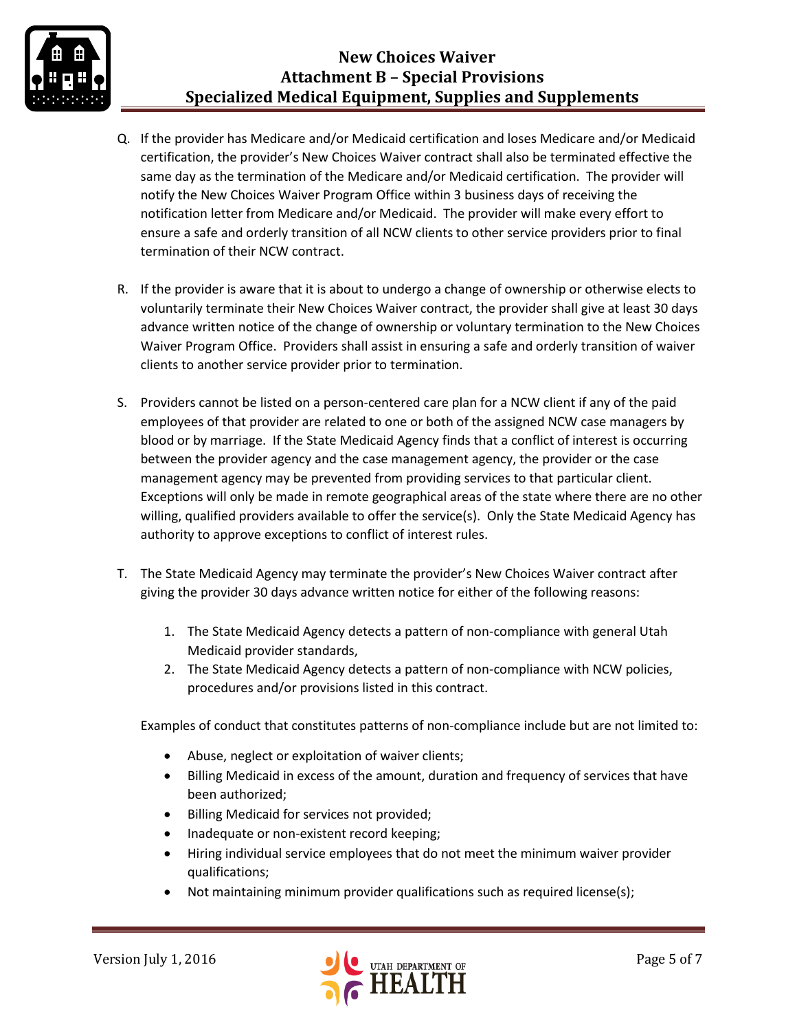Q. If the provider has Medicare and/or Medicaid certification and loses Medicare and/or Medicaid certification, the provider's New Choices Waiver contract shall also be terminated effective the same day as the termination of the Medicare and/or Medicaid certification. The provider will notify the New Choices Waiver Program Office within 3 business days of receiving the notification letter from Medicare and/or Medicaid. The provider will make every effort to ensure a safe and orderly transition of all NCW clients to other service providers prior to final termination of their NCW contract.

R. If the provider is aware that it is about to undergo a change of ownership or otherwise elects to voluntarily terminate their New Choices Waiver contract, the provider shall give at least 30 days advance written notice of the change of ownership or voluntary termination to the New Choices Waiver Program Office. Providers shall assist in ensuring a safe and orderly transition of waiver clients to another service provider prior to termination.

S. Providers cannot be listed on a person-centered care plan for a NCW client if any of the paid employees of that provider are related to one or both of the assigned NCW case managers by blood or by marriage. If the State Medicaid Agency finds that a conflict of interest is occurring between the provider agency and the case management agency, the provider or the case management agency may be prevented from providing services to that particular client. Exceptions will only be made in remote geographical areas of the state where there are no other willing, qualified providers available to offer the service(s). Only the State Medicaid Agency has authority to approve exceptions to conflict of interest rules.

T. The State Medicaid Agency may terminate the provider's New Choices Waiver contract after giving the provider 30 days advance written notice for either of the following reasons:

   1. The State Medicaid Agency detects a pattern of non-compliance with general Utah Medicaid provider standards,
   2. The State Medicaid Agency detects a pattern of non-compliance with NCW policies, procedures and/or provisions listed in this contract.

   Examples of conduct that constitutes patterns of non-compliance include but are not limited to:

   - Abuse, neglect or exploitation of waiver clients;
   - Billing Medicaid in excess of the amount, duration and frequency of services that have been authorized;
   - Billing Medicaid for services not provided;
   - Inadequate or non-existent record keeping;
   - Hiring individual service employees that do not meet the minimum waiver provider qualifications;
   - Not maintaining minimum provider qualifications such as required license(s);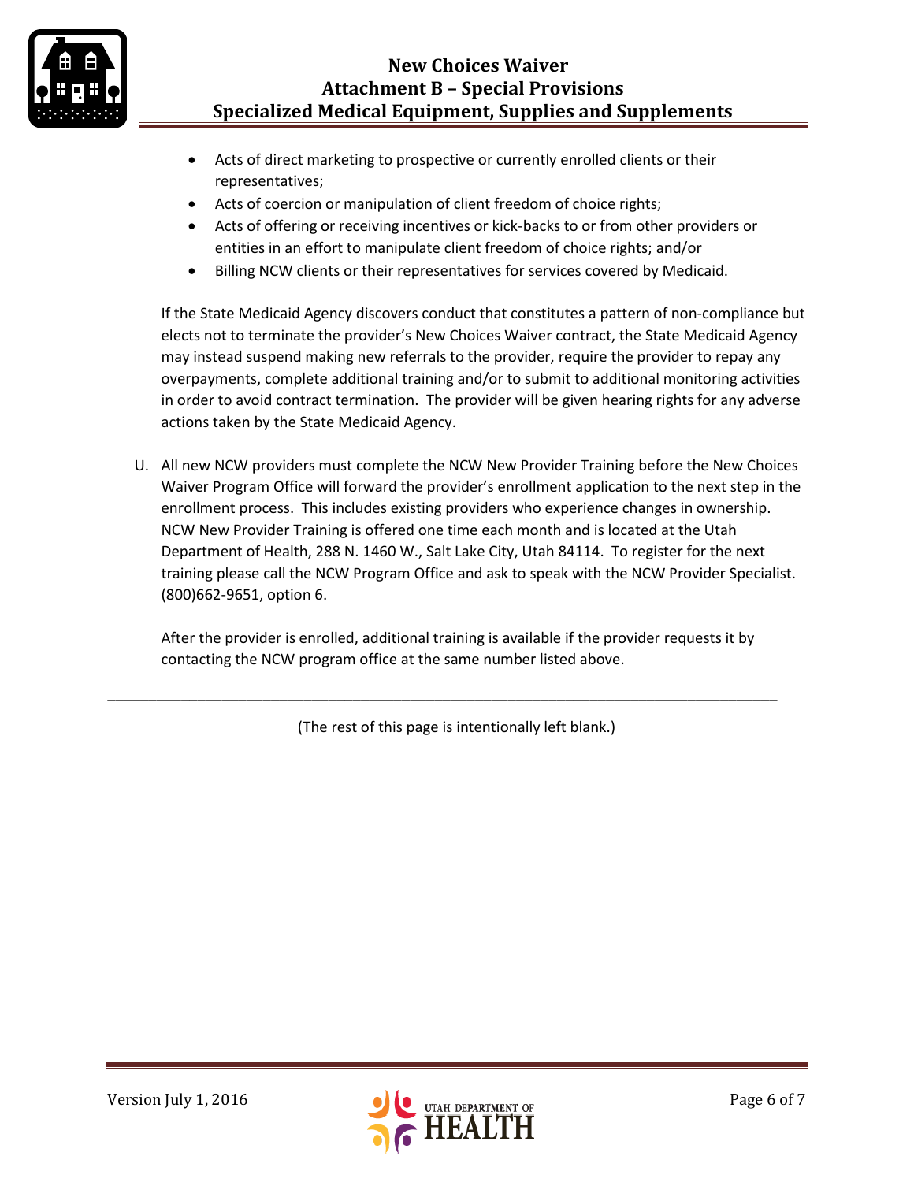- Acts of direct marketing to prospective or currently enrolled clients or their representatives;
- Acts of coercion or manipulation of client freedom of choice rights;
- Acts of offering or receiving incentives or kick-backs to or from other providers or entities in an effort to manipulate client freedom of choice rights; and/or
- Billing NCW clients or their representatives for services covered by Medicaid.

If the State Medicaid Agency discovers conduct that constitutes a pattern of non-compliance but elects not to terminate the provider's New Choices Waiver contract, the State Medicaid Agency may instead suspend making new referrals to the provider, require the provider to repay any overpayments, complete additional training and/or to submit to additional monitoring activities in order to avoid contract termination. The provider will be given hearing rights for any adverse actions taken by the State Medicaid Agency.

U. All new NCW providers must complete the NCW New Provider Training before the New Choices Waiver Program Office will forward the provider's enrollment application to the next step in the enrollment process. This includes existing providers who experience changes in ownership. NCW New Provider Training is offered one time each month and is located at the Utah Department of Health, 288 N. 1460 W., Salt Lake City, Utah 84114. To register for the next training please call the NCW Program Office and ask to speak with the NCW Provider Specialist. (800)662-9651, option 6.

After the provider is enrolled, additional training is available if the provider requests it by contacting the NCW program office at the same number listed above.

---

(The rest of this page is intentionally left blank.)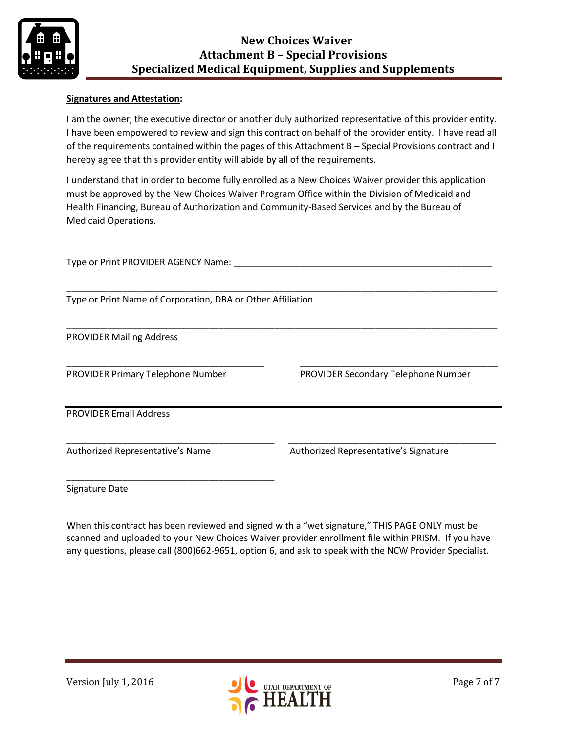**Signatures and Attestation:**

I am the owner, the executive director or another duly authorized representative of this provider entity. I have been empowered to review and sign this contract on behalf of the provider entity. I have read all of the requirements contained within the pages of this Attachment B – Special Provisions contract and I hereby agree that this provider entity will abide by all of the requirements.

I understand that in order to become fully enrolled as a New Choices Waiver provider this application must be approved by the New Choices Waiver Program Office within the Division of Medicaid and Health Financing, Bureau of Authorization and Community-Based Services <u>and</u> by the Bureau of Medicaid Operations.

Type or Print PROVIDER AGENCY Name: ______________________________________________________

__________________________________________________________________________________________

Type or Print Name of Corporation, DBA or Other Affiliation

__________________________________________________________________________________________

PROVIDER Mailing Address

________________________________________ ________________________________________

PROVIDER Primary Telephone Number PROVIDER Secondary Telephone Number

__________________________________________________________________________________________

PROVIDER Email Address

__________________________________________ __________________________________________

Authorized Representative's Name Authorized Representative's Signature

__________________________________________

Signature Date

When this contract has been reviewed and signed with a "wet signature," THIS PAGE ONLY must be scanned and uploaded to your New Choices Waiver provider enrollment file within PRISM. If you have any questions, please call (800)662-9651, option 6, and ask to speak with the NCW Provider Specialist.